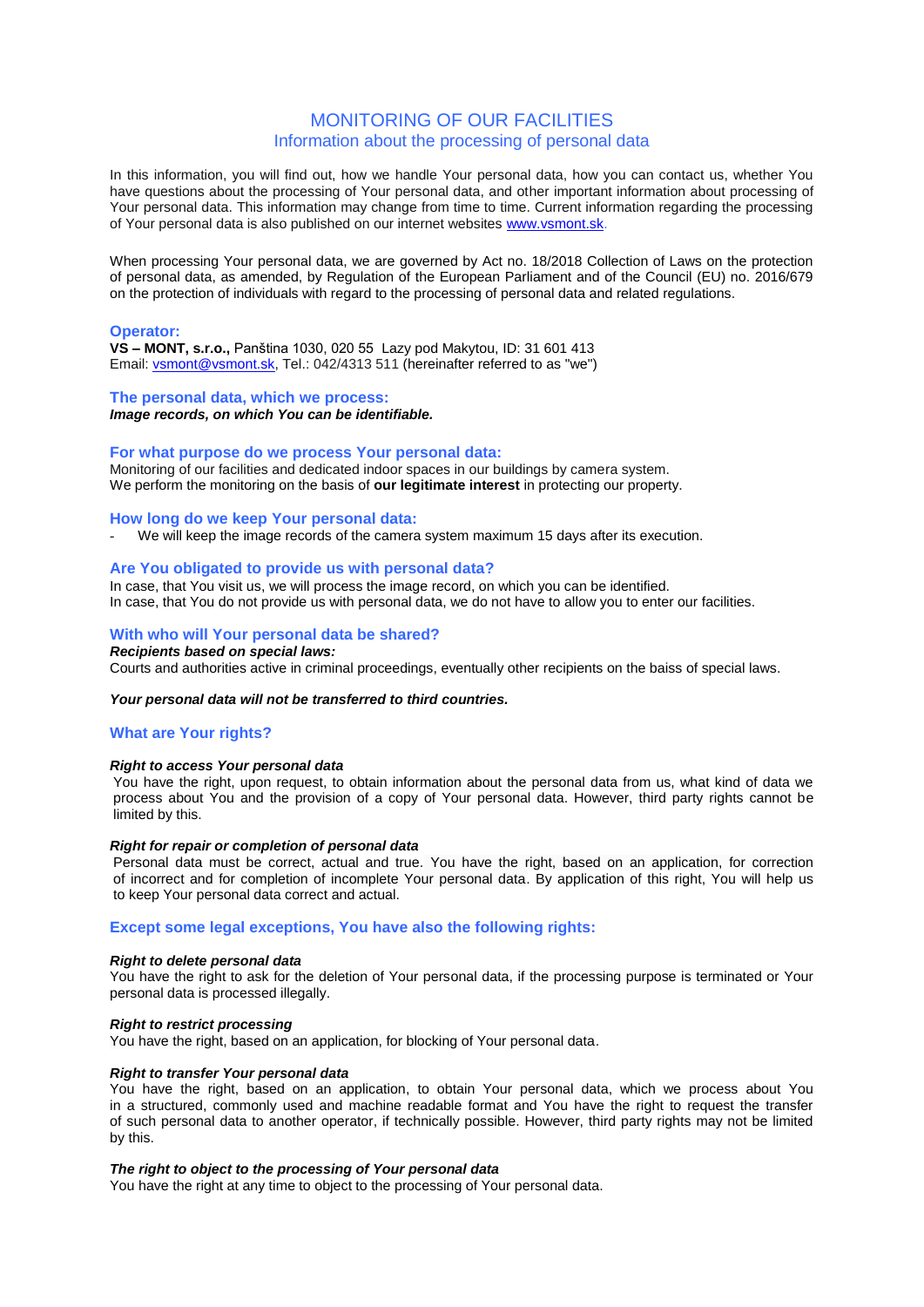# MONITORING OF OUR FACILITIES

## Information about the processing of personal data

In this information, you will find out, how we handle Your personal data, how you can contact us, whether You have questions about the processing of Your personal data, and other important information about processing of Your personal data. This information may change from time to time. Current information regarding the processing of Your personal data is also published on our internet websites [www.vsmont.sk](http://www.vsmont.sk).

When processing Your personal data, we are governed by Act no. 18/2018 Collection of Laws on the protection of personal data, as amended, by Regulation of the European Parliament and of the Council (EU) no. 2016/679 on the protection of individuals with regard to the processing of personal data and related regulations.

### Operator:

**VS – MONT, s.r.o.,** Panština 1030, 020 55 Lazy pod Makytou, ID: 31 601 413
Email: [vsmont@vsmont.sk](mailto:vsmont@vsmont.sk), Tel.: 042/4313 511 (hereinafter referred to as "we")

### The personal data, which we process:

***Image records, on which You can be identifiable.***

### For what purpose do we process Your personal data:

Monitoring of our facilities and dedicated indoor spaces in our buildings by camera system.
We perform the monitoring on the basis of **our legitimate interest** in protecting our property.

### How long do we keep Your personal data:

- We will keep the image records of the camera system maximum 15 days after its execution.

### Are You obligated to provide us with personal data?

In case, that You visit us, we will process the image record, on which you can be identified.
In case, that You do not provide us with personal data, we do not have to allow you to enter our facilities.

### With who will Your personal data be shared?

***Recipients based on special laws:***
Courts and authorities active in criminal proceedings, eventually other recipients on the baiss of special laws.

***Your personal data will not be transferred to third countries.***

### What are Your rights?

***Right to access Your personal data***
You have the right, upon request, to obtain information about the personal data from us, what kind of data we process about You and the provision of a copy of Your personal data. However, third party rights cannot be limited by this.

***Right for repair or completion of personal data***
Personal data must be correct, actual and true. You have the right, based on an application, for correction of incorrect and for completion of incomplete Your personal data. By application of this right, You will help us to keep Your personal data correct and actual.

### Except some legal exceptions, You have also the following rights:

***Right to delete personal data***
You have the right to ask for the deletion of Your personal data, if the processing purpose is terminated or Your personal data is processed illegally.

***Right to restrict processing***
You have the right, based on an application, for blocking of Your personal data.

***Right to transfer Your personal data***
You have the right, based on an application, to obtain Your personal data, which we process about You in a structured, commonly used and machine readable format and You have the right to request the transfer of such personal data to another operator, if technically possible. However, third party rights may not be limited by this.

***The right to object to the processing of Your personal data***
You have the right at any time to object to the processing of Your personal data.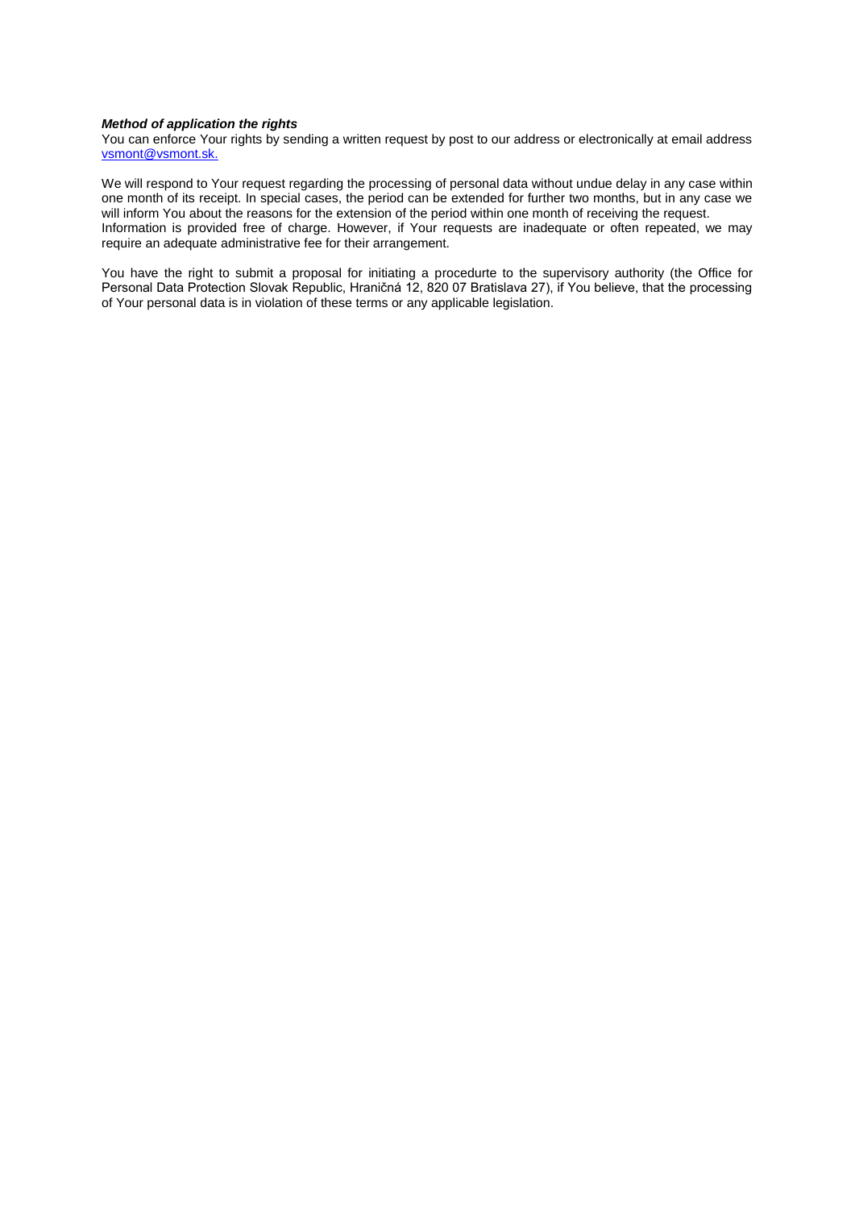***Method of application the rights***

You can enforce Your rights by sending a written request by post to our address or electronically at email address [vsmont@vsmont.sk.](mailto:vsmont@vsmont.sk)

We will respond to Your request regarding the processing of personal data without undue delay in any case within one month of its receipt. In special cases, the period can be extended for further two months, but in any case we will inform You about the reasons for the extension of the period within one month of receiving the request. Information is provided free of charge. However, if Your requests are inadequate or often repeated, we may require an adequate administrative fee for their arrangement.

You have the right to submit a proposal for initiating a procedurte to the supervisory authority (the Office for Personal Data Protection Slovak Republic, Hraničná 12, 820 07 Bratislava 27), if You believe, that the processing of Your personal data is in violation of these terms or any applicable legislation.